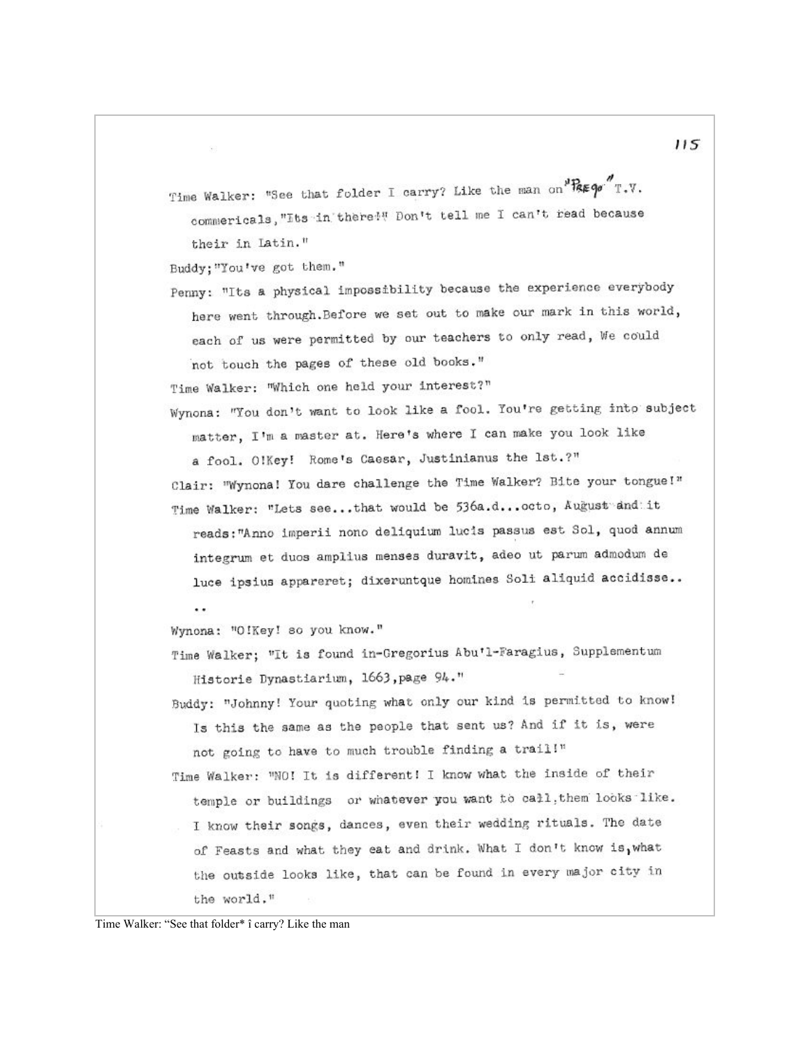Time Walker: "See that folder I carry? Like the man on "PREGO" T.V. commericals,"Its in there!" Don't tell me I can't read because their in Latin."

Buddy;"You've got them."

Penny: "Its a physical impossibility because the experience everybody here went through.Before we set out to make our mark in this world, each of us were permitted by our teachers to only read, We could not touch the pages of these old books."

Time Walker: "Which one held your interest?"

Wynona: "You don't want to look like a fool. You're getting into subject matter, I'm a master at. Here's where I can make you look like a fool. O!Key! Rome's Caesar, Justinianus the 1st.?"

Clair: "Wynona! You dare challenge the Time Walker? Bite your tongue!"

Time Walker: "Lets see...that would be 536a.d...octo, August and it reads:"Anno imperii nono deliquium lucis passus est Sol, quod annum integrum et duos amplius menses duravit, adeo ut parum admodum de luce ipsius appareret; dixeruntque homines Soli aliquid accidisse..
..

Wynona: "O!Key! so you know."

Time Walker; "It is found in-Gregorius Abu'l-Faragius, Supplementum Historie Dynastiarium, 1663,page 94."

Buddy: "Johnny! Your quoting what only our kind is permitted to know! Is this the same as the people that sent us? And if it is, were not going to have to much trouble finding a trail!"

Time Walker: "NO! It is different! I know what the inside of their temple or buildings or whatever you want to call them looks like. I know their songs, dances, even their wedding rituals. The date of Feasts and what they eat and drink. What I don't know is,what the outside looks like, that can be found in every major city in the world."

Time Walker: "See that folder* î carry? Like the man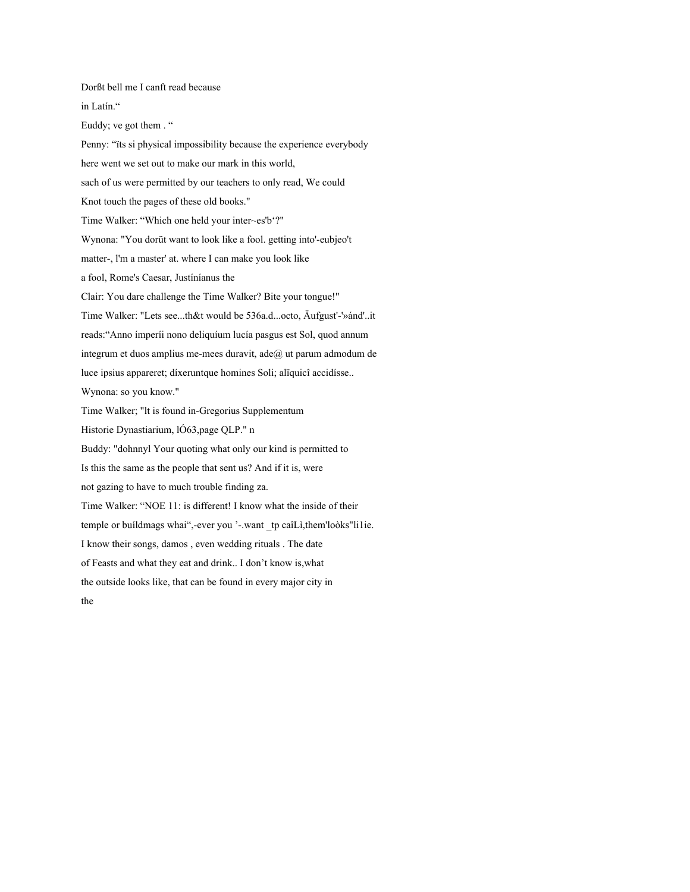Dorßt bell me I canft read because

in Latín."

Euddy; ve got them . "

Penny: "ïts si physical impossibility because the experience everybody

here went we set out to make our mark in this world,

sach of us were permitted by our teachers to only read, We could

Knot touch the pages of these old books."

Time Walker: "Which one held your inter~es'b'?"

Wynona: "You dorüt want to look like a fool. getting into'-eubjeo't

matter-, l'm a master' at. where I can make you look like

a fool, Rome's Caesar, Justíníanus the

Clair: You dare challenge the Time Walker? Bite your tongue!"

Time Walker: "Lets see...th&t would be 536a.d...octo, Äufgust'-'»ánd'..it

reads:"Anno ímperíi nono deliquíum lucía pasgus est Sol, quod annum

integrum et duos amplius me-mees duravit, ade@ ut parum admodum de

luce ipsius appareret; díxeruntque homines Soli; alïquicî accidísse..

Wynona: so you know."

Time Walker; "lt is found in-Gregorius Supplementum

Historie Dynastiarium, lÓ63,page QLP." n

Buddy: "dohnnyl Your quoting what only our kind is permitted to

Is this the same as the people that sent us? And if it is, were

not gazing to have to much trouble finding za.

Time Walker: "NOE 11: is different! I know what the inside of their

temple or buíldmags whai",-ever you '-.want _tp caîLì,them'loòks"li1ie.

I know their songs, damos , even wedding rituals . The date

of Feasts and what they eat and drink.. I don't know is,what

the outside looks like, that can be found in every major city in

the